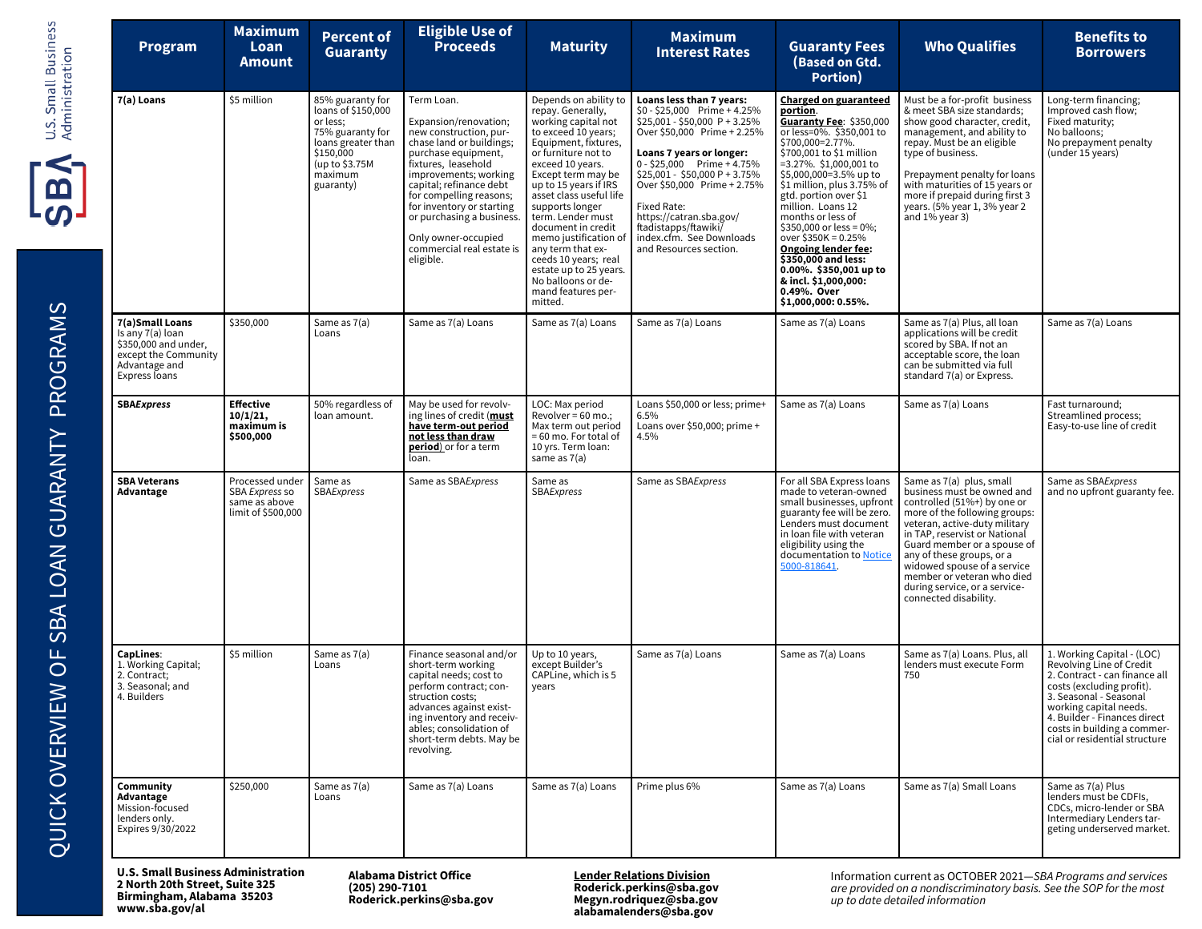# QUICK OVERVIEW OF SBA LOAN GUARANTY PROGRAMS

U.S. Small Business Administration

| Program | Maximum Loan Amount | Percent of Guaranty | Eligible Use of Proceeds | Maturity | Maximum Interest Rates | Guaranty Fees (Based on Gtd. Portion) | Who Qualifies | Benefits to Borrowers |
|---|---|---|---|---|---|---|---|---|
| **7(a) Loans** | $5 million | 85% guaranty for loans of $150,000 or less; 75% guaranty for loans greater than $150,000 (up to $3.75M maximum guaranty) | Term Loan. Expansion/renovation; new construction, purchase land or buildings; purchase equipment, fixtures, leasehold improvements; working capital; refinance debt for compelling reasons; for inventory or starting or purchasing a business. Only owner-occupied commercial real estate is eligible. | Depends on ability to repay. Generally, working capital not to exceed 10 years; Equipment, fixtures, or furniture not to exceed 10 years. Except term may be up to 15 years if IRS asset class useful life supports longer term. Lender must document in credit memo justification of any term that exceeds 10 years; real estate up to 25 years. No balloons or demand features permitted. | **Loans less than 7 years:** $0 - $25,000 Prime + 4.25% $25,001 - $50,000 P + 3.25% Over $50,000 Prime + 2.25% **Loans 7 years or longer:** 0 - $25,000 Prime + 4.75% $25,001 - $50,000 P + 3.75% Over $50,000 Prime + 2.75% Fixed Rate: https://catran.sba.gov/ftadistapps/ftawiki/index.cfm. See Downloads and Resources section. | **Charged on guaranteed portion.** **Guaranty Fee**: $350,000 or less=0%. $350,001 to $700,000=2.77%. $700,001 to $1 million =3.27%. $1,000,001 to $5,000,000=3.5% up to $1 million, plus 3.75% of gtd. portion over $1 million. Loans 12 months or less of $350,000 or less = 0%; over $350K = 0.25% **Ongoing lender fee**: **$350,000 and less: 0.00%. $350,001 up to & incl. $1,000,000: 0.49%. Over $1,000,000: 0.55%.** | Must be a for-profit business & meet SBA size standards; show good character, credit, management, and ability to repay. Must be an eligible type of business. Prepayment penalty for loans with maturities of 15 years or more if prepaid during first 3 years. (5% year 1, 3% year 2 and 1% year 3) | Long-term financing; Improved cash flow; Fixed maturity; No balloons; No prepayment penalty (under 15 years) |
| **7(a)Small Loans** Is any 7(a) loan $350,000 and under, except the Community Advantage and Express loans | $350,000 | Same as 7(a) Loans | Same as 7(a) Loans | Same as 7(a) Loans | Same as 7(a) Loans | Same as 7(a) Loans | Same as 7(a) Plus, all loan applications will be credit scored by SBA. If not an acceptable score, the loan can be submitted via full standard 7(a) or Express. | Same as 7(a) Loans |
| **SBA*Express*** | **Effective 10/1/21, maximum is $500,000** | 50% regardless of loan amount. | May be used for revolving lines of credit (**must have term-out period not less than draw period**) or for a term loan. | LOC: Max period Revolver = 60 mo.; Max term out period = 60 mo. For total of 10 yrs. Term loan: same as 7(a) | Loans $50,000 or less; prime+ 6.5% Loans over $50,000; prime + 4.5% | Same as 7(a) Loans | Same as 7(a) Loans | Fast turnaround; Streamlined process; Easy-to-use line of credit |
| **SBA Veterans Advantage** | Processed under SBA *Express* so same as above limit of $500,000 | Same as SBA*Express* | Same as SBA*Express* | Same as SBA*Express* | Same as SBA*Express* | For all SBA Express loans made to veteran-owned small businesses, upfront guaranty fee will be zero. Lenders must document in loan file with veteran eligibility using the documentation to Notice 5000-818641. | Same as 7(a) plus, small business must be owned and controlled (51%+) by one or more of the following groups: veteran, active-duty military in TAP, reservist or National Guard member or a spouse of any of these groups, or a widowed spouse of a service member or veteran who died during service, or a service-connected disability. | Same as SBA*Express* and no upfront guaranty fee. |
| **CapLines**: 1. Working Capital; 2. Contract; 3. Seasonal; and 4. Builders | $5 million | Same as 7(a) Loans | Finance seasonal and/or short-term working capital needs; cost to perform contract; construction costs; advances against existing inventory and receivables; consolidation of short-term debts. May be revolving. | Up to 10 years, except Builder's CAPLine, which is 5 years | Same as 7(a) Loans | Same as 7(a) Loans | Same as 7(a) Loans. Plus, all lenders must execute Form 750 | 1. Working Capital - (LOC) Revolving Line of Credit 2. Contract - can finance all costs (excluding profit). 3. Seasonal - Seasonal working capital needs. 4. Builder - Finances direct costs in building a commercial or residential structure |
| **Community Advantage** Mission-focused lenders only. Expires 9/30/2022 | $250,000 | Same as 7(a) Loans | Same as 7(a) Loans | Same as 7(a) Loans | Prime plus 6% | Same as 7(a) Loans | Same as 7(a) Small Loans | Same as 7(a) Plus lenders must be CDFIs, CDCs, micro-lender or SBA Intermediary Lenders targeting underserved market. |

**U.S. Small Business Administration**
**2 North 20th Street, Suite 325**
**Birmingham, Alabama 35203**
**www.sba.gov/al**

**Alabama District Office**
**(205) 290-7101**
**Roderick.perkins@sba.gov**

**Lender Relations Division**
**Roderick.perkins@sba.gov**
**Megyn.rodriquez@sba.gov**
**alabamalenders@sba.gov**

Information current as OCTOBER 2021—*SBA Programs and services are provided on a nondiscriminatory basis. See the SOP for the most up to date detailed information*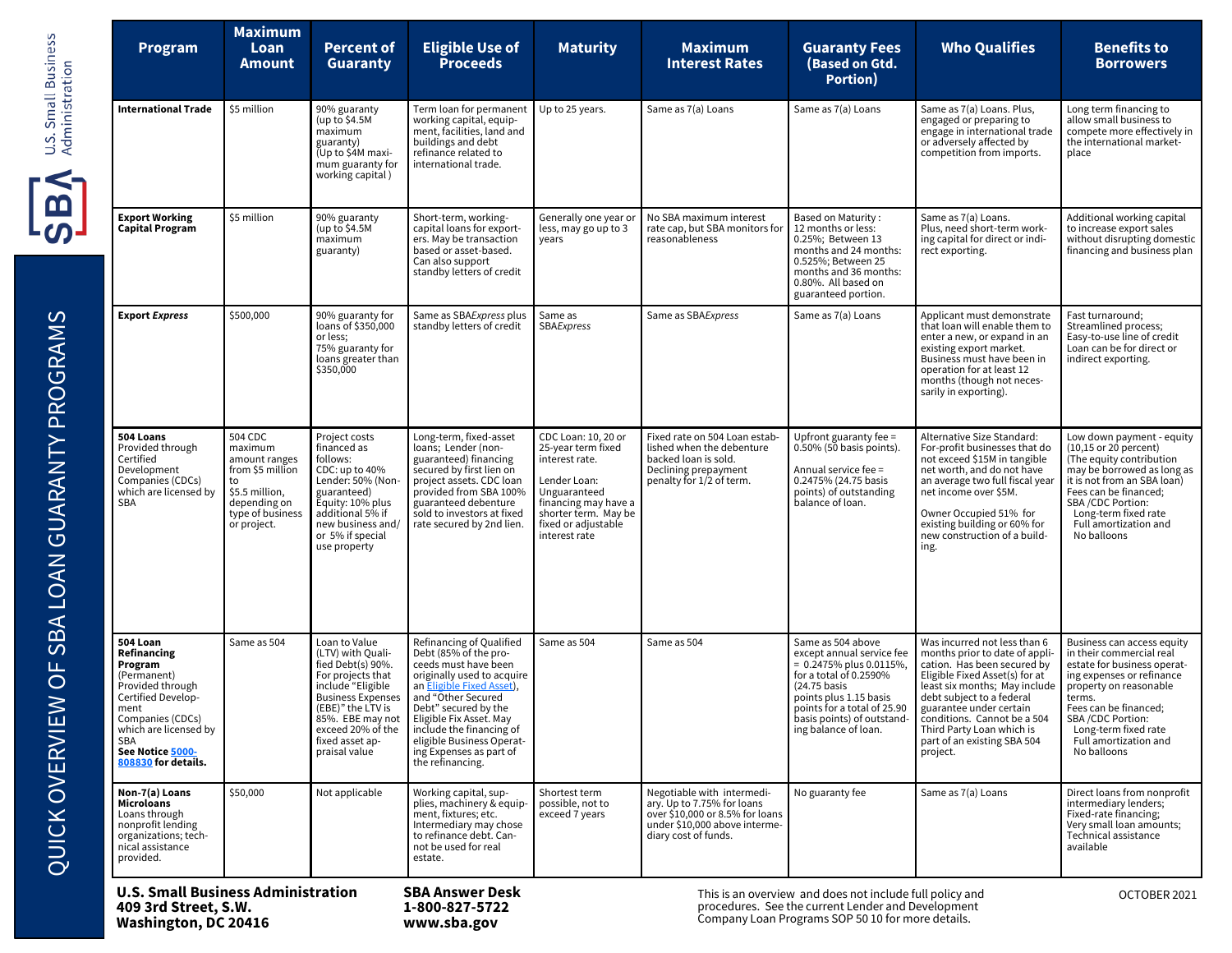# QUICK OVERVIEW OF SBA LOAN GUARANTY PROGRAMS

U.S. Small Business Administration

| Program | Maximum Loan Amount | Percent of Guaranty | Eligible Use of Proceeds | Maturity | Maximum Interest Rates | Guaranty Fees (Based on Gtd. Portion) | Who Qualifies | Benefits to Borrowers |
|---|---|---|---|---|---|---|---|---|
| **International Trade** | $5 million | 90% guaranty (up to $4.5M maximum guaranty) (Up to $4M maximum guaranty for working capital ) | Term loan for permanent working capital, equipment, facilities, land and buildings and debt refinance related to international trade. | Up to 25 years. | Same as 7(a) Loans | Same as 7(a) Loans | Same as 7(a) Loans. Plus, engaged or preparing to engage in international trade or adversely affected by competition from imports. | Long term financing to allow small business to compete more effectively in the international marketplace |
| **Export Working Capital Program** | $5 million | 90% guaranty (up to $4.5M maximum guaranty) | Short-term, working-capital loans for exporters. May be transaction based or asset-based. Can also support standby letters of credit | Generally one year or less, may go up to 3 years | No SBA maximum interest rate cap, but SBA monitors for reasonableness | Based on Maturity : 12 months or less: 0.25%; Between 13 months and 24 months: 0.525%; Between 25 months and 36 months: 0.80%. All based on guaranteed portion. | Same as 7(a) Loans. Plus, need short-term working capital for direct or indirect exporting. | Additional working capital to increase export sales without disrupting domestic financing and business plan |
| **Export *Express*** | $500,000 | 90% guaranty for loans of $350,000 or less; 75% guaranty for loans greater than $350,000 | Same as SBA*Express* plus standby letters of credit | Same as SBA*Express* | Same as SBA*Express* | Same as 7(a) Loans | Applicant must demonstrate that loan will enable them to enter a new, or expand in an existing export market. Business must have been in operation for at least 12 months (though not necessarily in exporting). | Fast turnaround; Streamlined process; Easy-to-use line of credit Loan can be for direct or indirect exporting. |
| **504 Loans** Provided through Certified Development Companies (CDCs) which are licensed by SBA | 504 CDC maximum amount ranges from $5 million to $5.5 million, depending on type of business or project. | Project costs financed as follows: CDC: up to 40% Lender: 50% (Non-guaranteed) Equity: 10% plus additional 5% if new business and/ or 5% if special use property | Long-term, fixed-asset loans; Lender (non-guaranteed) financing secured by first lien on project assets. CDC loan provided from SBA 100% guaranteed debenture sold to investors at fixed rate secured by 2nd lien. | CDC Loan: 10, 20 or 25-year term fixed interest rate. Lender Loan: Unguaranteed financing may have a shorter term. May be fixed or adjustable interest rate | Fixed rate on 504 Loan established when the debenture backed loan is sold. Declining prepayment penalty for 1/2 of term. | Upfront guaranty fee = 0.50% (50 basis points). Annual service fee = 0.2475% (24.75 basis points) of outstanding balance of loan. | Alternative Size Standard: For-profit businesses that do not exceed $15M in tangible net worth, and do not have an average two full fiscal year net income over $5M. Owner Occupied 51% for existing building or 60% for new construction of a building. | Low down payment - equity (10,15 or 20 percent) (The equity contribution may be borrowed as long as it is not from an SBA loan) Fees can be financed; SBA /CDC Portion: Long-term fixed rate Full amortization and No balloons |
| **504 Loan Refinancing Program** (Permanent) Provided through Certified Development Companies (CDCs) which are licensed by SBA **See Notice [5000-808830]() for details.** | Same as 504 | Loan to Value (LTV) with Qualified Debt(s) 90%. For projects that include "Eligible Business Expenses (EBE)" the LTV is 85%. EBE may not exceed 20% of the fixed asset appraisal value | Refinancing of Qualified Debt (85% of the proceeds must have been originally used to acquire an [Eligible Fixed Asset]()), and "Other Secured Debt" secured by the Eligible Fix Asset. May include the financing of eligible Business Operating Expenses as part of the refinancing. | Same as 504 | Same as 504 | Same as 504 above except annual service fee = 0.2475% plus 0.0115%, for a total of 0.2590% (24.75 basis points plus 1.15 basis points for a total of 25.90 basis points) of outstanding balance of loan. | Was incurred not less than 6 months prior to date of application. Has been secured by Eligible Fixed Asset(s) for at least six months; May include debt subject to a federal guarantee under certain conditions. Cannot be a 504 Third Party Loan which is part of an existing SBA 504 project. | Business can access equity in their commercial real estate for business operating expenses or refinance property on reasonable terms. Fees can be financed; SBA /CDC Portion: Long-term fixed rate Full amortization and No balloons |
| **Non-7(a) Loans Microloans** Loans through nonprofit lending organizations; technical assistance provided. | $50,000 | Not applicable | Working capital, supplies, machinery & equipment, fixtures; etc. Intermediary may chose to refinance debt. Cannot be used for real estate. | Shortest term possible, not to exceed 7 years | Negotiable with intermediary. Up to 7.75% for loans over $10,000 or 8.5% for loans under $10,000 above intermediary cost of funds. | No guaranty fee | Same as 7(a) Loans | Direct loans from nonprofit intermediary lenders; Fixed-rate financing; Very small loan amounts; Technical assistance available |

**U.S. Small Business Administration**
**409 3rd Street, S.W.**
**Washington, DC 20416**

**SBA Answer Desk**
**1-800-827-5722**
**www.sba.gov**

This is an overview and does not include full policy and procedures. See the current Lender and Development Company Loan Programs SOP 50 10 for more details.

OCTOBER 2021